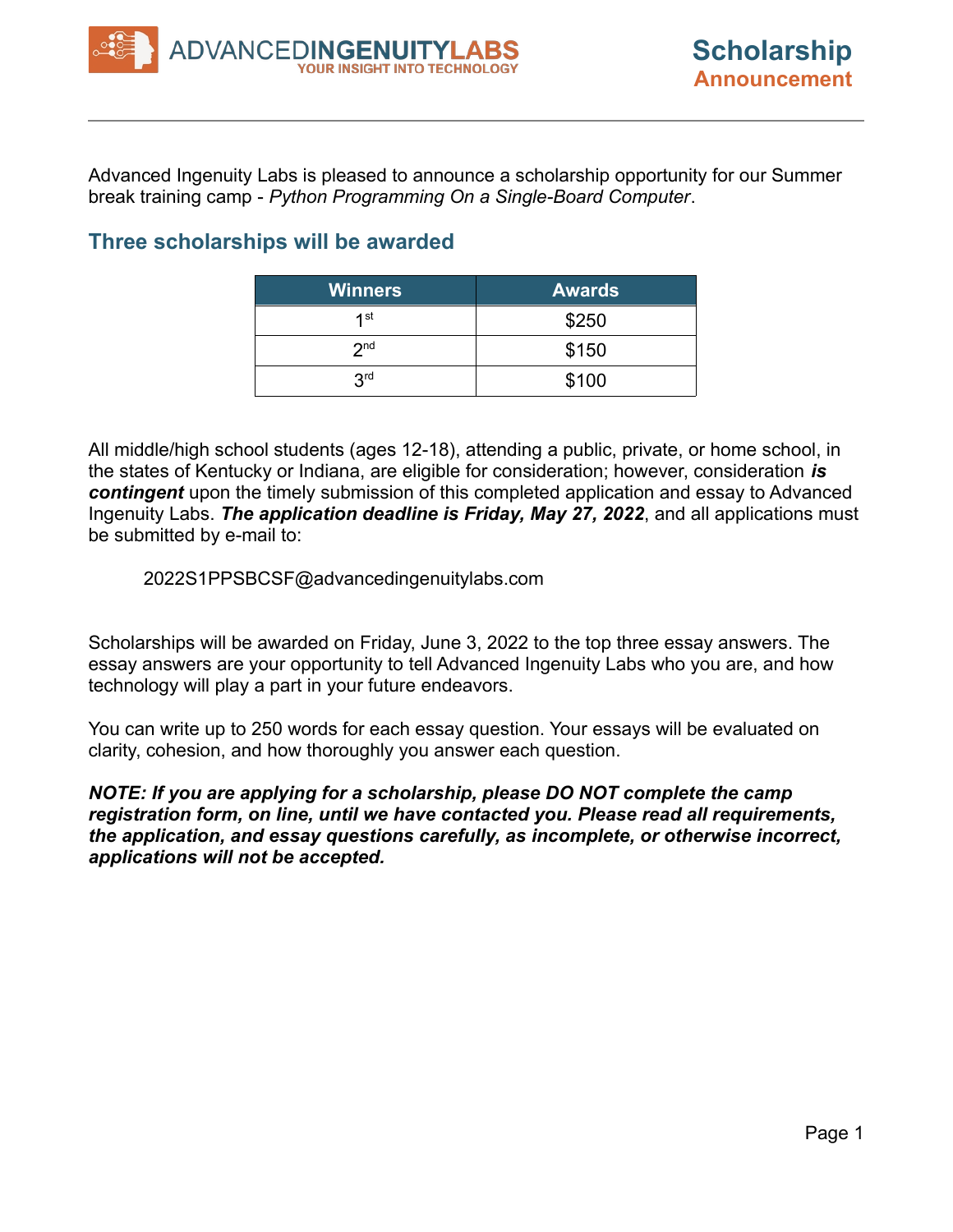ADVANCEDINGENUITYLABS
YOUR INSIGHT INTO TECHNOLOGY

# Scholarship Announcement

Advanced Ingenuity Labs is pleased to announce a scholarship opportunity for our Summer break training camp - *Python Programming On a Single-Board Computer*.

## Three scholarships will be awarded

| Winners | Awards |
|---|---|
| 1st | $250 |
| 2nd | $150 |
| 3rd | $100 |

All middle/high school students (ages 12-18), attending a public, private, or home school, in the states of Kentucky or Indiana, are eligible for consideration; however, consideration ***is contingent*** upon the timely submission of this completed application and essay to Advanced Ingenuity Labs. ***The application deadline is Friday, May 27, 2022***, and all applications must be submitted by e-mail to:

2022S1PPSBCSF@advancedingenuitylabs.com

Scholarships will be awarded on Friday, June 3, 2022 to the top three essay answers. The essay answers are your opportunity to tell Advanced Ingenuity Labs who you are, and how technology will play a part in your future endeavors.

You can write up to 250 words for each essay question. Your essays will be evaluated on clarity, cohesion, and how thoroughly you answer each question.

***NOTE: If you are applying for a scholarship, please DO NOT complete the camp registration form, on line, until we have contacted you. Please read all requirements, the application, and essay questions carefully, as incomplete, or otherwise incorrect, applications will not be accepted.***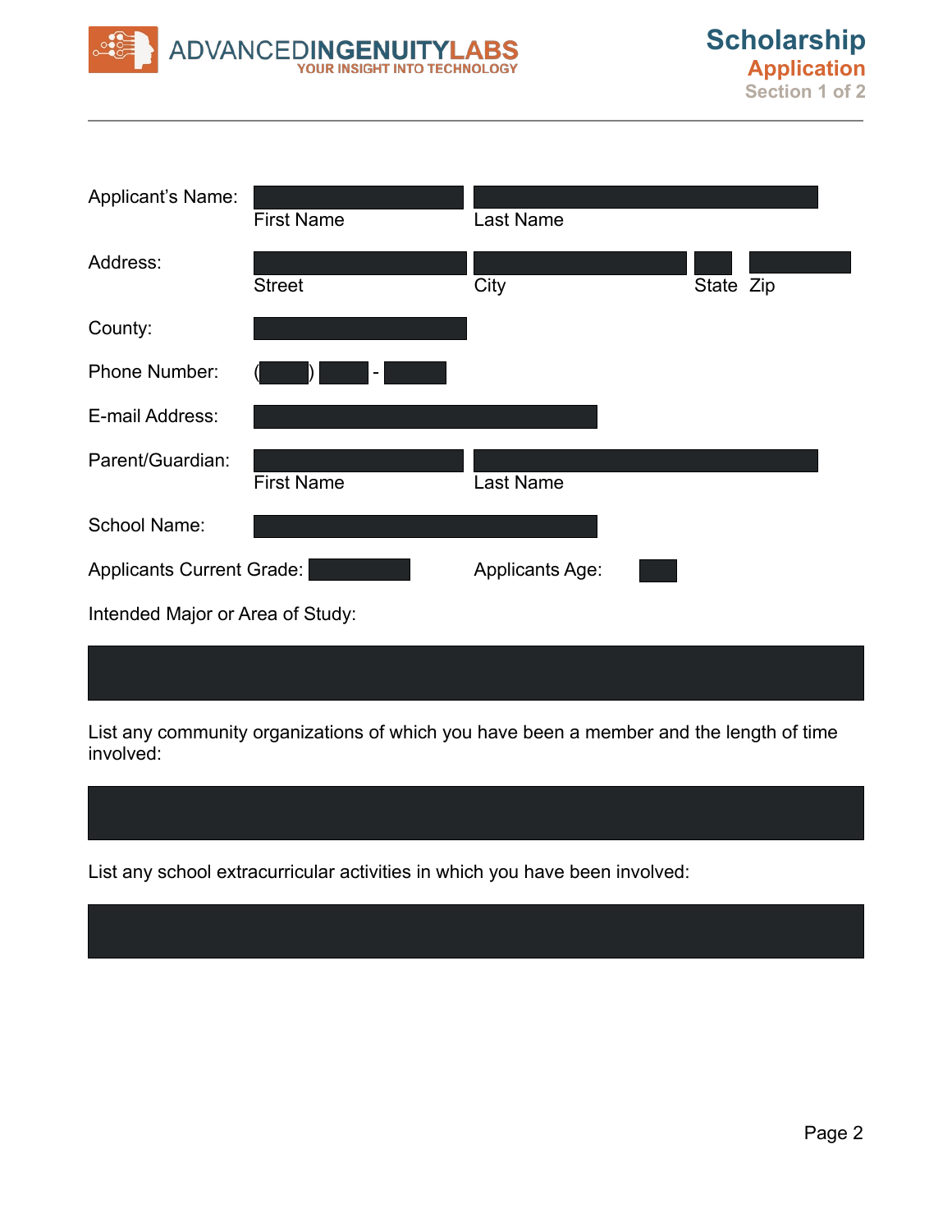ADVANCEDINGENUITYLABS
YOUR INSIGHT INTO TECHNOLOGY

# Scholarship
## Application
### Section 1 of 2

Applicant's Name: First Name Last Name

Address: Street City State Zip

County:

Phone Number: ( ) -

E-mail Address:

Parent/Guardian: First Name Last Name

School Name:

Applicants Current Grade: Applicants Age:

Intended Major or Area of Study:

List any community organizations of which you have been a member and the length of time involved:

List any school extracurricular activities in which you have been involved: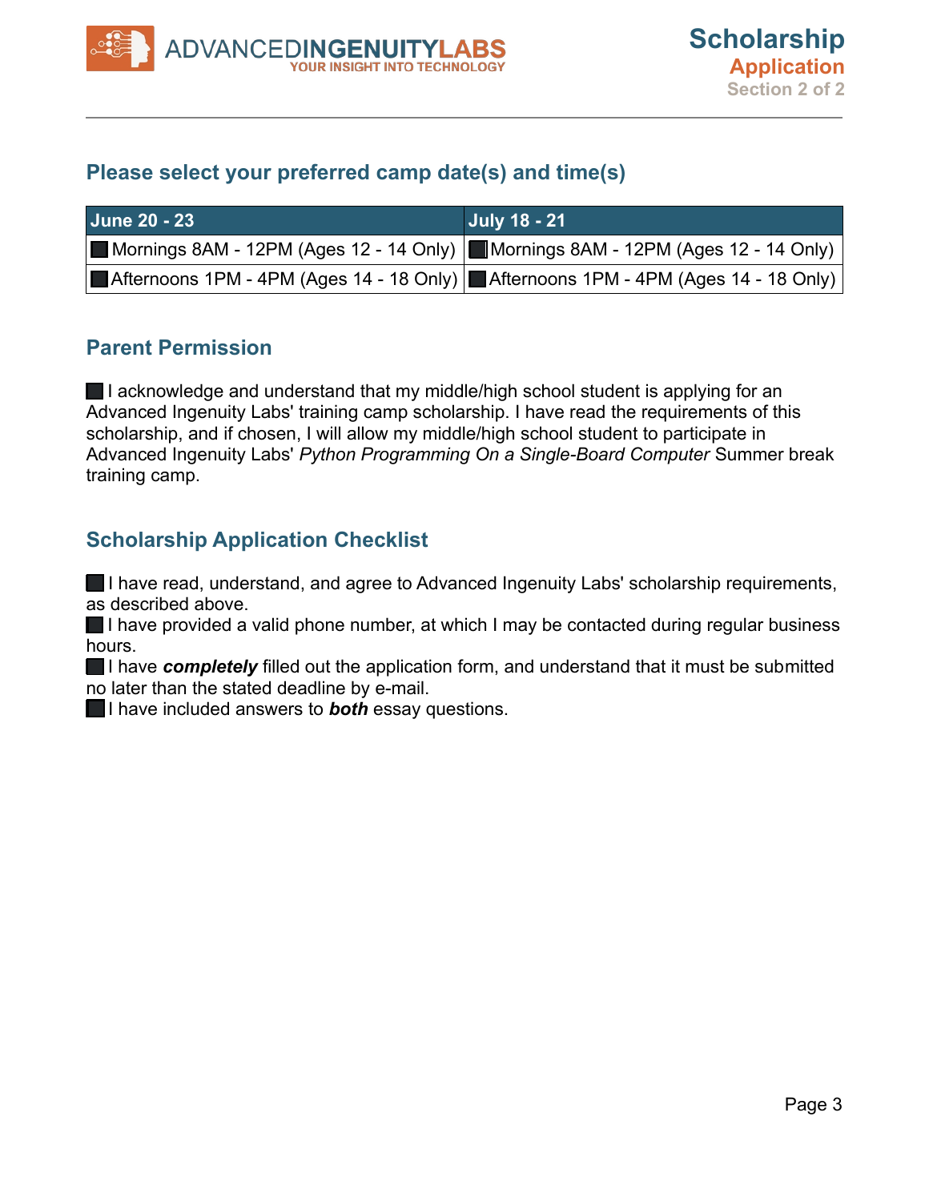## Please select your preferred camp date(s) and time(s)

| June 20 - 23 | July 18 - 21 |
|---|---|
| ☐ Mornings 8AM - 12PM (Ages 12 - 14 Only) | ☐ Mornings 8AM - 12PM (Ages 12 - 14 Only) |
| ☐ Afternoons 1PM - 4PM (Ages 14 - 18 Only) | ☐ Afternoons 1PM - 4PM (Ages 14 - 18 Only) |

## Parent Permission

☐ I acknowledge and understand that my middle/high school student is applying for an Advanced Ingenuity Labs' training camp scholarship. I have read the requirements of this scholarship, and if chosen, I will allow my middle/high school student to participate in Advanced Ingenuity Labs' *Python Programming On a Single-Board Computer* Summer break training camp.

## Scholarship Application Checklist

☐ I have read, understand, and agree to Advanced Ingenuity Labs' scholarship requirements, as described above.
☐ I have provided a valid phone number, at which I may be contacted during regular business hours.
☐ I have ***completely*** filled out the application form, and understand that it must be submitted no later than the stated deadline by e-mail.
☐ I have included answers to ***both*** essay questions.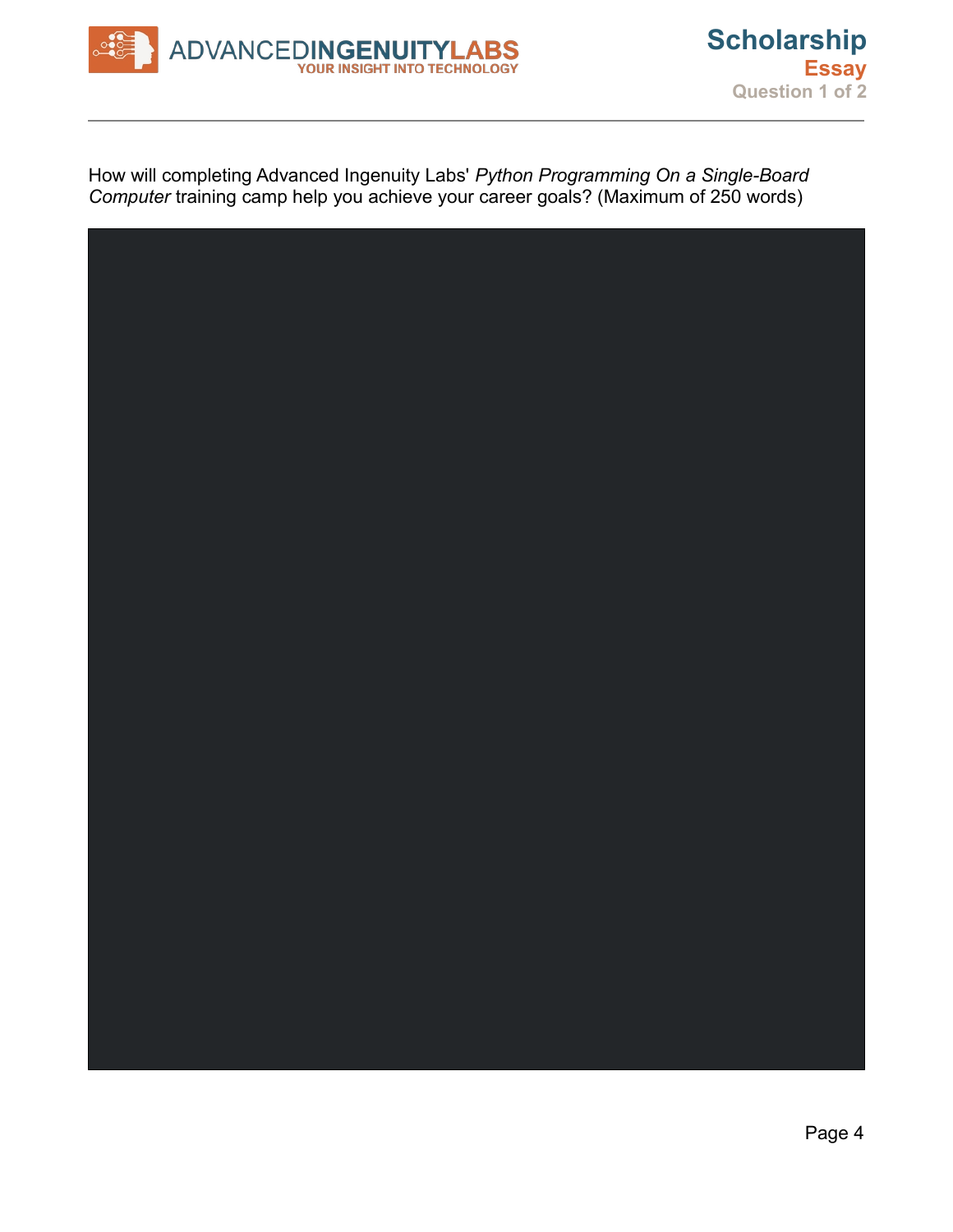How will completing Advanced Ingenuity Labs' *Python Programming On a Single-Board Computer* training camp help you achieve your career goals? (Maximum of 250 words)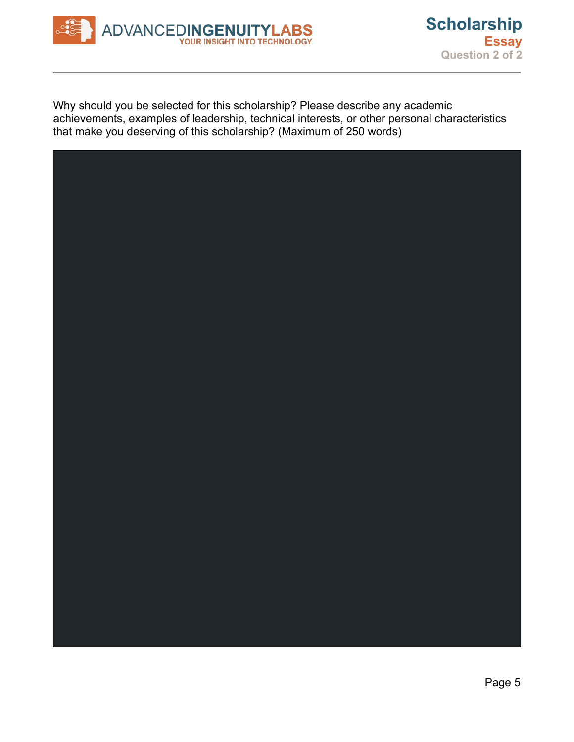Why should you be selected for this scholarship? Please describe any academic achievements, examples of leadership, technical interests, or other personal characteristics that make you deserving of this scholarship? (Maximum of 250 words)